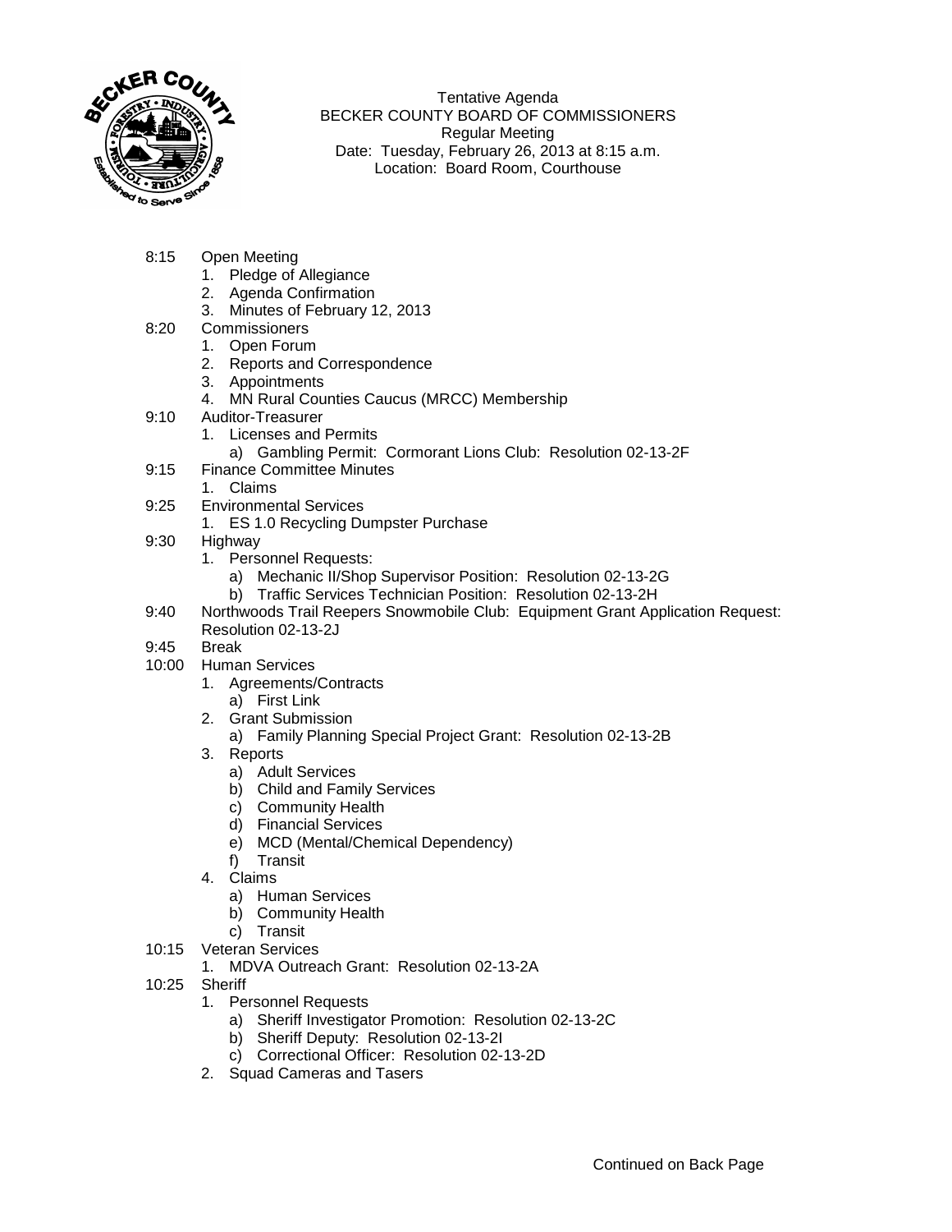Tentative Agenda
BECKER COUNTY BOARD OF COMMISSIONERS
Regular Meeting
Date: Tuesday, February 26, 2013 at 8:15 a.m.
Location: Board Room, Courthouse

8:15 Open Meeting
1. Pledge of Allegiance
2. Agenda Confirmation
3. Minutes of February 12, 2013

8:20 Commissioners
1. Open Forum
2. Reports and Correspondence
3. Appointments
4. MN Rural Counties Caucus (MRCC) Membership

9:10 Auditor-Treasurer
1. Licenses and Permits
   a) Gambling Permit: Cormorant Lions Club: Resolution 02-13-2F

9:15 Finance Committee Minutes
1. Claims

9:25 Environmental Services
1. ES 1.0 Recycling Dumpster Purchase

9:30 Highway
1. Personnel Requests:
   a) Mechanic II/Shop Supervisor Position: Resolution 02-13-2G
   b) Traffic Services Technician Position: Resolution 02-13-2H

9:40 Northwoods Trail Reepers Snowmobile Club: Equipment Grant Application Request: Resolution 02-13-2J

9:45 Break

10:00 Human Services
1. Agreements/Contracts
   a) First Link
2. Grant Submission
   a) Family Planning Special Project Grant: Resolution 02-13-2B
3. Reports
   a) Adult Services
   b) Child and Family Services
   c) Community Health
   d) Financial Services
   e) MCD (Mental/Chemical Dependency)
   f) Transit
4. Claims
   a) Human Services
   b) Community Health
   c) Transit

10:15 Veteran Services
1. MDVA Outreach Grant: Resolution 02-13-2A

10:25 Sheriff
1. Personnel Requests
   a) Sheriff Investigator Promotion: Resolution 02-13-2C
   b) Sheriff Deputy: Resolution 02-13-2I
   c) Correctional Officer: Resolution 02-13-2D
2. Squad Cameras and Tasers

Continued on Back Page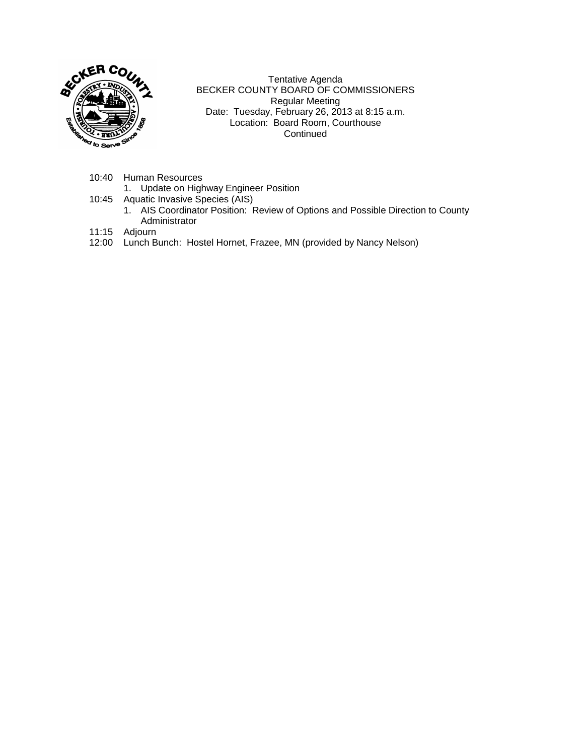Tentative Agenda
BECKER COUNTY BOARD OF COMMISSIONERS
Regular Meeting
Date: Tuesday, February 26, 2013 at 8:15 a.m.
Location: Board Room, Courthouse
Continued

10:40 Human Resources
1. Update on Highway Engineer Position

10:45 Aquatic Invasive Species (AIS)
1. AIS Coordinator Position: Review of Options and Possible Direction to County Administrator

11:15 Adjourn

12:00 Lunch Bunch: Hostel Hornet, Frazee, MN (provided by Nancy Nelson)